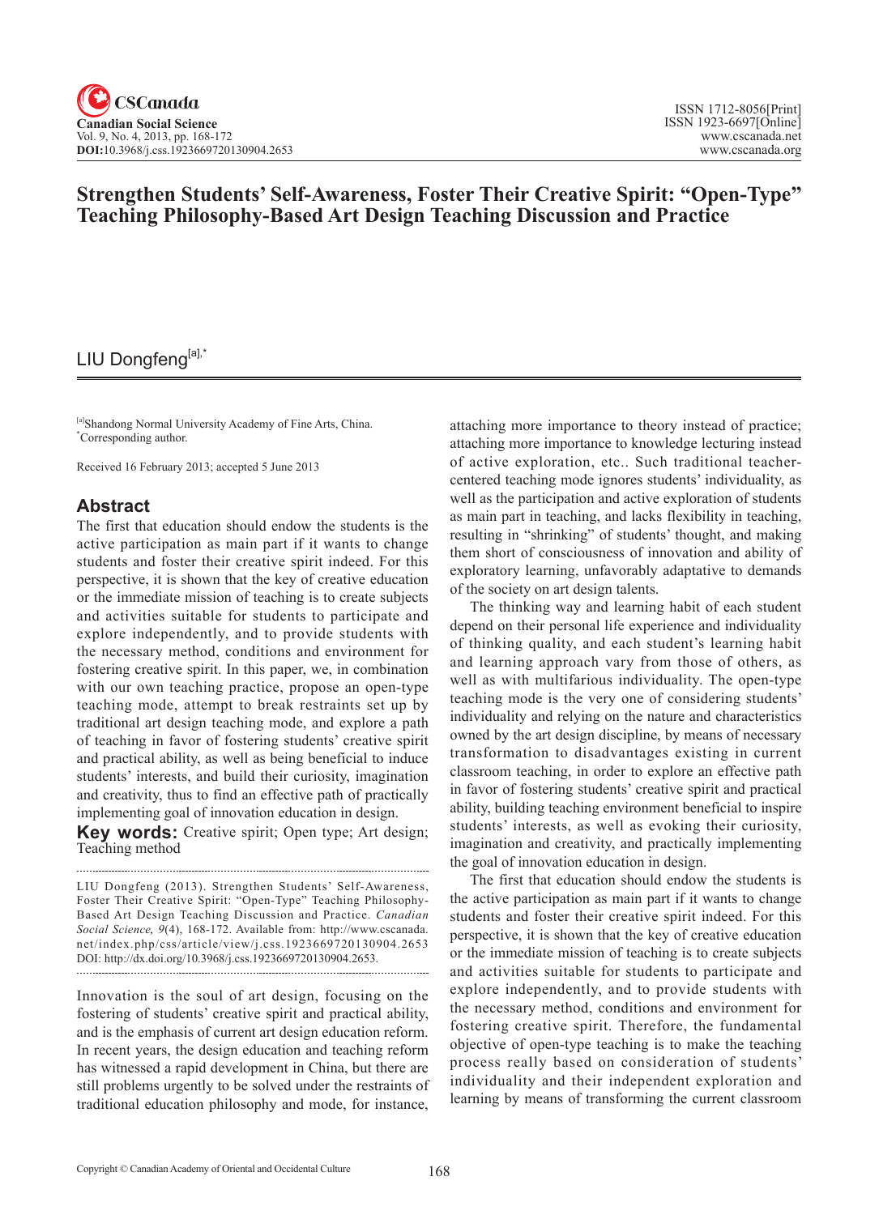# Strengthen Students' Self-Awareness, Foster Their Creative Spirit: "Open-Type" Teaching Philosophy-Based Art Design Teaching Discussion and Practice

LIU Dongfeng[a],*

[a]Shandong Normal University Academy of Fine Arts, China.
*Corresponding author.

Received 16 February 2013; accepted 5 June 2013

## Abstract

The first that education should endow the students is the active participation as main part if it wants to change students and foster their creative spirit indeed. For this perspective, it is shown that the key of creative education or the immediate mission of teaching is to create subjects and activities suitable for students to participate and explore independently, and to provide students with the necessary method, conditions and environment for fostering creative spirit. In this paper, we, in combination with our own teaching practice, propose an open-type teaching mode, attempt to break restraints set up by traditional art design teaching mode, and explore a path of teaching in favor of fostering students' creative spirit and practical ability, as well as being beneficial to induce students' interests, and build their curiosity, imagination and creativity, thus to find an effective path of practically implementing goal of innovation education in design.

**Key words:** Creative spirit; Open type; Art design; Teaching method

LIU Dongfeng (2013). Strengthen Students' Self-Awareness, Foster Their Creative Spirit: "Open-Type" Teaching Philosophy-Based Art Design Teaching Discussion and Practice. *Canadian Social Science*, *9*(4), 168-172. Available from: http://www.cscanada.net/index.php/css/article/view/j.css.1923669720130904.2653 DOI: http://dx.doi.org/10.3968/j.css.1923669720130904.2653.

Innovation is the soul of art design, focusing on the fostering of students' creative spirit and practical ability, and is the emphasis of current art design education reform. In recent years, the design education and teaching reform has witnessed a rapid development in China, but there are still problems urgently to be solved under the restraints of traditional education philosophy and mode, for instance, attaching more importance to theory instead of practice; attaching more importance to knowledge lecturing instead of active exploration, etc.. Such traditional teacher-centered teaching mode ignores students' individuality, as well as the participation and active exploration of students as main part in teaching, and lacks flexibility in teaching, resulting in "shrinking" of students' thought, and making them short of consciousness of innovation and ability of exploratory learning, unfavorably adaptative to demands of the society on art design talents.

The thinking way and learning habit of each student depend on their personal life experience and individuality of thinking quality, and each student's learning habit and learning approach vary from those of others, as well as with multifarious individuality. The open-type teaching mode is the very one of considering students' individuality and relying on the nature and characteristics owned by the art design discipline, by means of necessary transformation to disadvantages existing in current classroom teaching, in order to explore an effective path in favor of fostering students' creative spirit and practical ability, building teaching environment beneficial to inspire students' interests, as well as evoking their curiosity, imagination and creativity, and practically implementing the goal of innovation education in design.

The first that education should endow the students is the active participation as main part if it wants to change students and foster their creative spirit indeed. For this perspective, it is shown that the key of creative education or the immediate mission of teaching is to create subjects and activities suitable for students to participate and explore independently, and to provide students with the necessary method, conditions and environment for fostering creative spirit. Therefore, the fundamental objective of open-type teaching is to make the teaching process really based on consideration of students' individuality and their independent exploration and learning by means of transforming the current classroom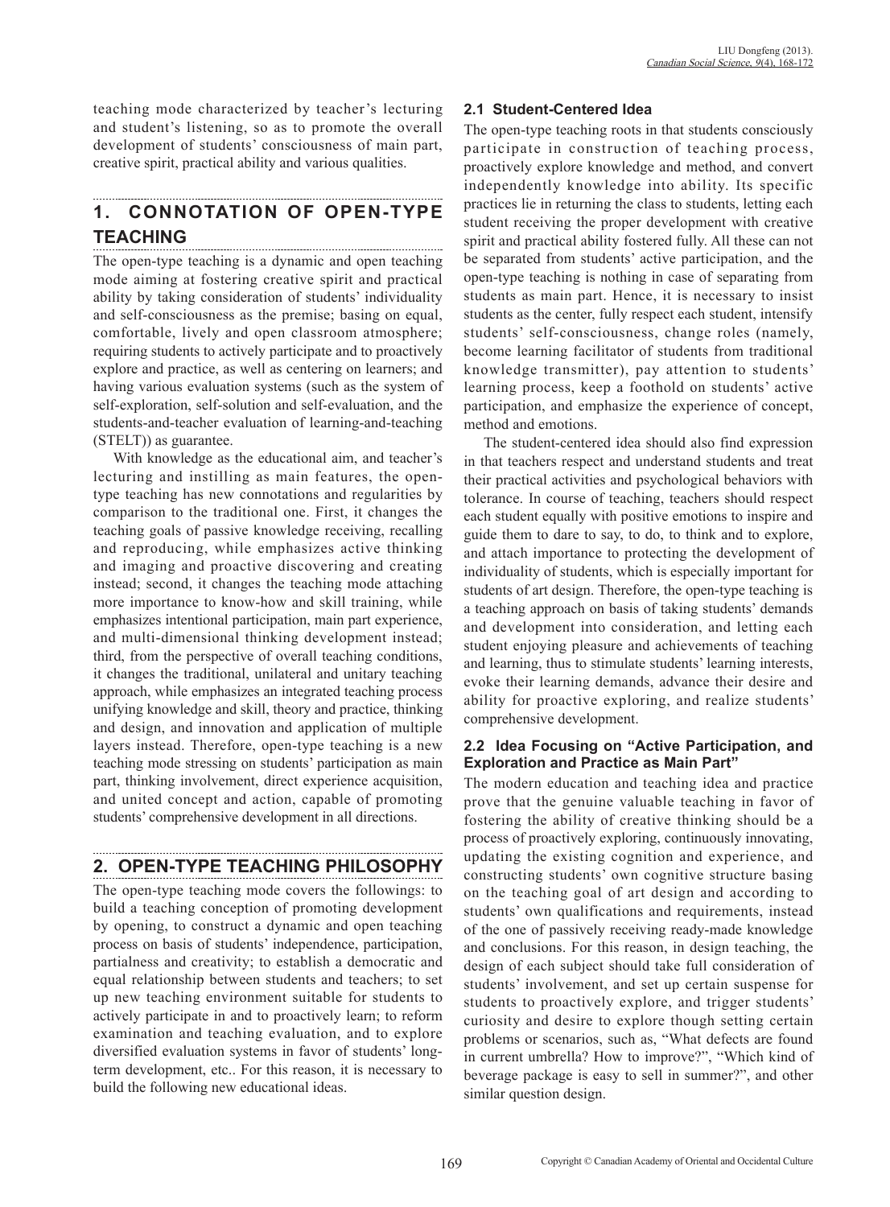teaching mode characterized by teacher's lecturing and student's listening, so as to promote the overall development of students' consciousness of main part, creative spirit, practical ability and various qualities.

## 1. CONNOTATION OF OPEN-TYPE TEACHING

The open-type teaching is a dynamic and open teaching mode aiming at fostering creative spirit and practical ability by taking consideration of students' individuality and self-consciousness as the premise; basing on equal, comfortable, lively and open classroom atmosphere; requiring students to actively participate and to proactively explore and practice, as well as centering on learners; and having various evaluation systems (such as the system of self-exploration, self-solution and self-evaluation, and the students-and-teacher evaluation of learning-and-teaching (STELT)) as guarantee.

With knowledge as the educational aim, and teacher's lecturing and instilling as main features, the open-type teaching has new connotations and regularities by comparison to the traditional one. First, it changes the teaching goals of passive knowledge receiving, recalling and reproducing, while emphasizes active thinking and imaging and proactive discovering and creating instead; second, it changes the teaching mode attaching more importance to know-how and skill training, while emphasizes intentional participation, main part experience, and multi-dimensional thinking development instead; third, from the perspective of overall teaching conditions, it changes the traditional, unilateral and unitary teaching approach, while emphasizes an integrated teaching process unifying knowledge and skill, theory and practice, thinking and design, and innovation and application of multiple layers instead. Therefore, open-type teaching is a new teaching mode stressing on students' participation as main part, thinking involvement, direct experience acquisition, and united concept and action, capable of promoting students' comprehensive development in all directions.

## 2. OPEN-TYPE TEACHING PHILOSOPHY

The open-type teaching mode covers the followings: to build a teaching conception of promoting development by opening, to construct a dynamic and open teaching process on basis of students' independence, participation, partialness and creativity; to establish a democratic and equal relationship between students and teachers; to set up new teaching environment suitable for students to actively participate in and to proactively learn; to reform examination and teaching evaluation, and to explore diversified evaluation systems in favor of students' long-term development, etc.. For this reason, it is necessary to build the following new educational ideas.

### 2.1 Student-Centered Idea

The open-type teaching roots in that students consciously participate in construction of teaching process, proactively explore knowledge and method, and convert independently knowledge into ability. Its specific practices lie in returning the class to students, letting each student receiving the proper development with creative spirit and practical ability fostered fully. All these can not be separated from students' active participation, and the open-type teaching is nothing in case of separating from students as main part. Hence, it is necessary to insist students as the center, fully respect each student, intensify students' self-consciousness, change roles (namely, become learning facilitator of students from traditional knowledge transmitter), pay attention to students' learning process, keep a foothold on students' active participation, and emphasize the experience of concept, method and emotions.

The student-centered idea should also find expression in that teachers respect and understand students and treat their practical activities and psychological behaviors with tolerance. In course of teaching, teachers should respect each student equally with positive emotions to inspire and guide them to dare to say, to do, to think and to explore, and attach importance to protecting the development of individuality of students, which is especially important for students of art design. Therefore, the open-type teaching is a teaching approach on basis of taking students' demands and development into consideration, and letting each student enjoying pleasure and achievements of teaching and learning, thus to stimulate students' learning interests, evoke their learning demands, advance their desire and ability for proactive exploring, and realize students' comprehensive development.

### 2.2 Idea Focusing on "Active Participation, and Exploration and Practice as Main Part"

The modern education and teaching idea and practice prove that the genuine valuable teaching in favor of fostering the ability of creative thinking should be a process of proactively exploring, continuously innovating, updating the existing cognition and experience, and constructing students' own cognitive structure basing on the teaching goal of art design and according to students' own qualifications and requirements, instead of the one of passively receiving ready-made knowledge and conclusions. For this reason, in design teaching, the design of each subject should take full consideration of students' involvement, and set up certain suspense for students to proactively explore, and trigger students' curiosity and desire to explore though setting certain problems or scenarios, such as, "What defects are found in current umbrella? How to improve?", "Which kind of beverage package is easy to sell in summer?", and other similar question design.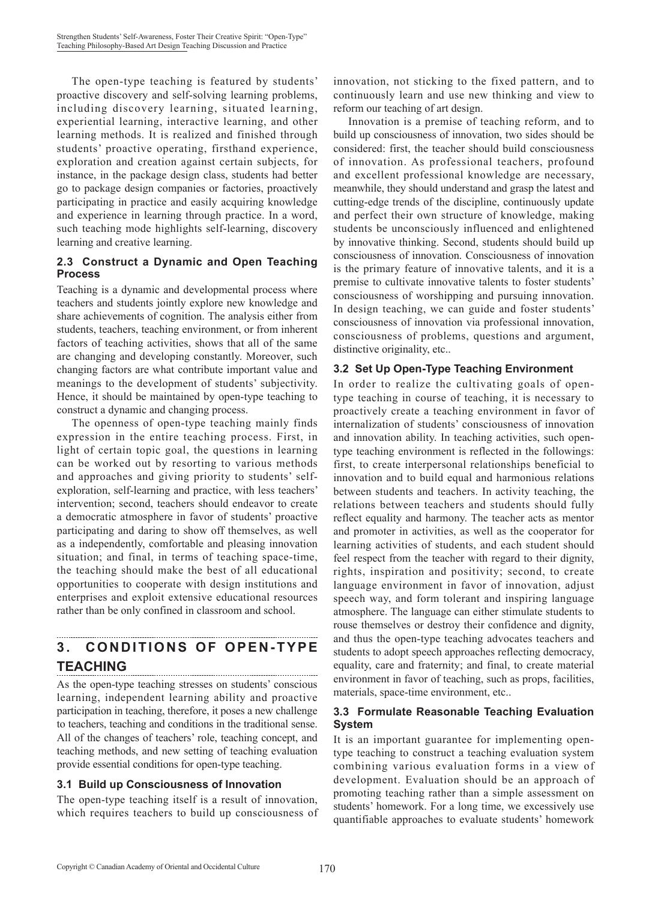The open-type teaching is featured by students' proactive discovery and self-solving learning problems, including discovery learning, situated learning, experiential learning, interactive learning, and other learning methods. It is realized and finished through students' proactive operating, firsthand experience, exploration and creation against certain subjects, for instance, in the package design class, students had better go to package design companies or factories, proactively participating in practice and easily acquiring knowledge and experience in learning through practice. In a word, such teaching mode highlights self-learning, discovery learning and creative learning.

### 2.3 Construct a Dynamic and Open Teaching Process

Teaching is a dynamic and developmental process where teachers and students jointly explore new knowledge and share achievements of cognition. The analysis either from students, teachers, teaching environment, or from inherent factors of teaching activities, shows that all of the same are changing and developing constantly. Moreover, such changing factors are what contribute important value and meanings to the development of students' subjectivity. Hence, it should be maintained by open-type teaching to construct a dynamic and changing process.

The openness of open-type teaching mainly finds expression in the entire teaching process. First, in light of certain topic goal, the questions in learning can be worked out by resorting to various methods and approaches and giving priority to students' self-exploration, self-learning and practice, with less teachers' intervention; second, teachers should endeavor to create a democratic atmosphere in favor of students' proactive participating and daring to show off themselves, as well as a independently, comfortable and pleasing innovation situation; and final, in terms of teaching space-time, the teaching should make the best of all educational opportunities to cooperate with design institutions and enterprises and exploit extensive educational resources rather than be only confined in classroom and school.

## 3. CONDITIONS OF OPEN-TYPE TEACHING

As the open-type teaching stresses on students' conscious learning, independent learning ability and proactive participation in teaching, therefore, it poses a new challenge to teachers, teaching and conditions in the traditional sense. All of the changes of teachers' role, teaching concept, and teaching methods, and new setting of teaching evaluation provide essential conditions for open-type teaching.

### 3.1 Build up Consciousness of Innovation

The open-type teaching itself is a result of innovation, which requires teachers to build up consciousness of innovation, not sticking to the fixed pattern, and to continuously learn and use new thinking and view to reform our teaching of art design.

Innovation is a premise of teaching reform, and to build up consciousness of innovation, two sides should be considered: first, the teacher should build consciousness of innovation. As professional teachers, profound and excellent professional knowledge are necessary, meanwhile, they should understand and grasp the latest and cutting-edge trends of the discipline, continuously update and perfect their own structure of knowledge, making students be unconsciously influenced and enlightened by innovative thinking. Second, students should build up consciousness of innovation. Consciousness of innovation is the primary feature of innovative talents, and it is a premise to cultivate innovative talents to foster students' consciousness of worshipping and pursuing innovation. In design teaching, we can guide and foster students' consciousness of innovation via professional innovation, consciousness of problems, questions and argument, distinctive originality, etc..

### 3.2 Set Up Open-Type Teaching Environment

In order to realize the cultivating goals of open-type teaching in course of teaching, it is necessary to proactively create a teaching environment in favor of internalization of students' consciousness of innovation and innovation ability. In teaching activities, such open-type teaching environment is reflected in the followings: first, to create interpersonal relationships beneficial to innovation and to build equal and harmonious relations between students and teachers. In activity teaching, the relations between teachers and students should fully reflect equality and harmony. The teacher acts as mentor and promoter in activities, as well as the cooperator for learning activities of students, and each student should feel respect from the teacher with regard to their dignity, rights, inspiration and positivity; second, to create language environment in favor of innovation, adjust speech way, and form tolerant and inspiring language atmosphere. The language can either stimulate students to rouse themselves or destroy their confidence and dignity, and thus the open-type teaching advocates teachers and students to adopt speech approaches reflecting democracy, equality, care and fraternity; and final, to create material environment in favor of teaching, such as props, facilities, materials, space-time environment, etc..

### 3.3 Formulate Reasonable Teaching Evaluation System

It is an important guarantee for implementing open-type teaching to construct a teaching evaluation system combining various evaluation forms in a view of development. Evaluation should be an approach of promoting teaching rather than a simple assessment on students' homework. For a long time, we excessively use quantifiable approaches to evaluate students' homework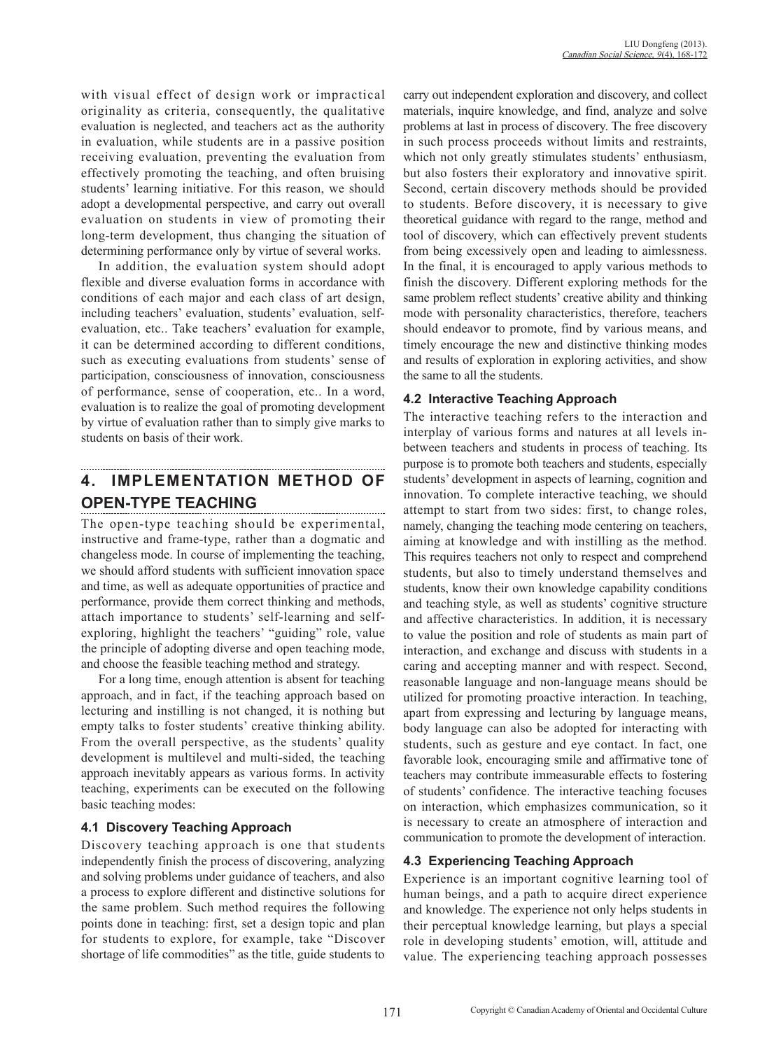with visual effect of design work or impractical originality as criteria, consequently, the qualitative evaluation is neglected, and teachers act as the authority in evaluation, while students are in a passive position receiving evaluation, preventing the evaluation from effectively promoting the teaching, and often bruising students' learning initiative. For this reason, we should adopt a developmental perspective, and carry out overall evaluation on students in view of promoting their long-term development, thus changing the situation of determining performance only by virtue of several works.

In addition, the evaluation system should adopt flexible and diverse evaluation forms in accordance with conditions of each major and each class of art design, including teachers' evaluation, students' evaluation, self-evaluation, etc.. Take teachers' evaluation for example, it can be determined according to different conditions, such as executing evaluations from students' sense of participation, consciousness of innovation, consciousness of performance, sense of cooperation, etc.. In a word, evaluation is to realize the goal of promoting development by virtue of evaluation rather than to simply give marks to students on basis of their work.

## 4. IMPLEMENTATION METHOD OF OPEN-TYPE TEACHING

The open-type teaching should be experimental, instructive and frame-type, rather than a dogmatic and changeless mode. In course of implementing the teaching, we should afford students with sufficient innovation space and time, as well as adequate opportunities of practice and performance, provide them correct thinking and methods, attach importance to students' self-learning and self-exploring, highlight the teachers' "guiding" role, value the principle of adopting diverse and open teaching mode, and choose the feasible teaching method and strategy.

For a long time, enough attention is absent for teaching approach, and in fact, if the teaching approach based on lecturing and instilling is not changed, it is nothing but empty talks to foster students' creative thinking ability. From the overall perspective, as the students' quality development is multilevel and multi-sided, the teaching approach inevitably appears as various forms. In activity teaching, experiments can be executed on the following basic teaching modes:

### 4.1 Discovery Teaching Approach

Discovery teaching approach is one that students independently finish the process of discovering, analyzing and solving problems under guidance of teachers, and also a process to explore different and distinctive solutions for the same problem. Such method requires the following points done in teaching: first, set a design topic and plan for students to explore, for example, take "Discover shortage of life commodities" as the title, guide students to carry out independent exploration and discovery, and collect materials, inquire knowledge, and find, analyze and solve problems at last in process of discovery. The free discovery in such process proceeds without limits and restraints, which not only greatly stimulates students' enthusiasm, but also fosters their exploratory and innovative spirit. Second, certain discovery methods should be provided to students. Before discovery, it is necessary to give theoretical guidance with regard to the range, method and tool of discovery, which can effectively prevent students from being excessively open and leading to aimlessness. In the final, it is encouraged to apply various methods to finish the discovery. Different exploring methods for the same problem reflect students' creative ability and thinking mode with personality characteristics, therefore, teachers should endeavor to promote, find by various means, and timely encourage the new and distinctive thinking modes and results of exploration in exploring activities, and show the same to all the students.

### 4.2 Interactive Teaching Approach

The interactive teaching refers to the interaction and interplay of various forms and natures at all levels in-between teachers and students in process of teaching. Its purpose is to promote both teachers and students, especially students' development in aspects of learning, cognition and innovation. To complete interactive teaching, we should attempt to start from two sides: first, to change roles, namely, changing the teaching mode centering on teachers, aiming at knowledge and with instilling as the method. This requires teachers not only to respect and comprehend students, but also to timely understand themselves and students, know their own knowledge capability conditions and teaching style, as well as students' cognitive structure and affective characteristics. In addition, it is necessary to value the position and role of students as main part of interaction, and exchange and discuss with students in a caring and accepting manner and with respect. Second, reasonable language and non-language means should be utilized for promoting proactive interaction. In teaching, apart from expressing and lecturing by language means, body language can also be adopted for interacting with students, such as gesture and eye contact. In fact, one favorable look, encouraging smile and affirmative tone of teachers may contribute immeasurable effects to fostering of students' confidence. The interactive teaching focuses on interaction, which emphasizes communication, so it is necessary to create an atmosphere of interaction and communication to promote the development of interaction.

### 4.3 Experiencing Teaching Approach

Experience is an important cognitive learning tool of human beings, and a path to acquire direct experience and knowledge. The experience not only helps students in their perceptual knowledge learning, but plays a special role in developing students' emotion, will, attitude and value. The experiencing teaching approach possesses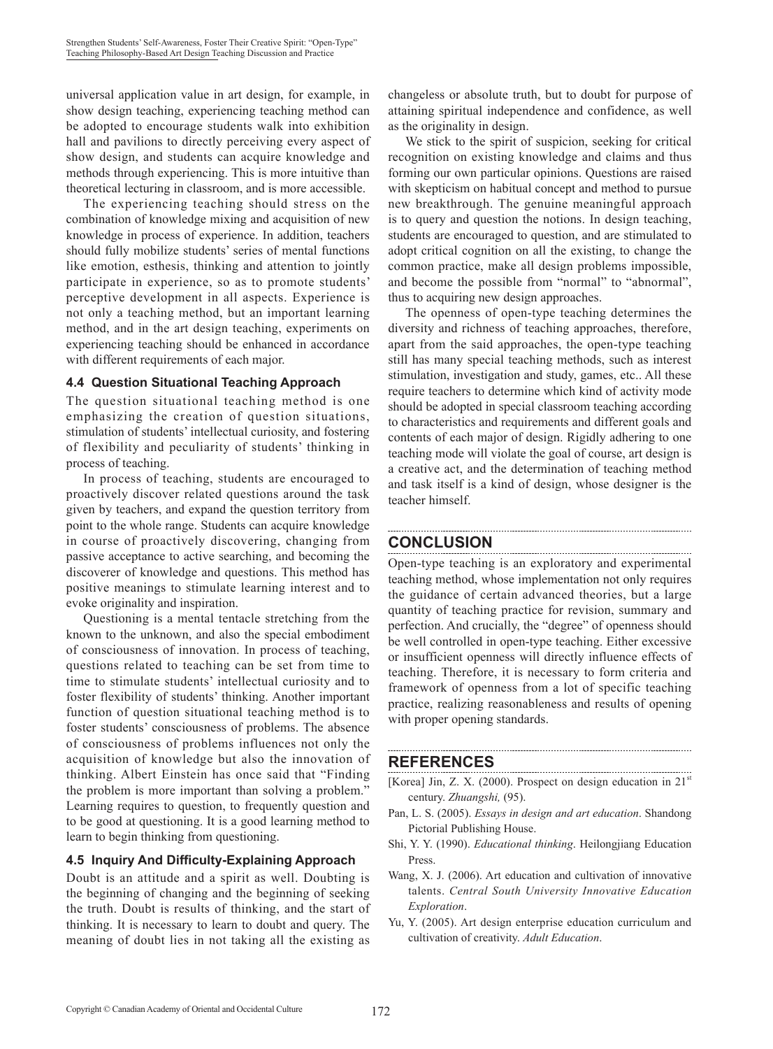universal application value in art design, for example, in show design teaching, experiencing teaching method can be adopted to encourage students walk into exhibition hall and pavilions to directly perceiving every aspect of show design, and students can acquire knowledge and methods through experiencing. This is more intuitive than theoretical lecturing in classroom, and is more accessible.

The experiencing teaching should stress on the combination of knowledge mixing and acquisition of new knowledge in process of experience. In addition, teachers should fully mobilize students' series of mental functions like emotion, esthesis, thinking and attention to jointly participate in experience, so as to promote students' perceptive development in all aspects. Experience is not only a teaching method, but an important learning method, and in the art design teaching, experiments on experiencing teaching should be enhanced in accordance with different requirements of each major.

### 4.4 Question Situational Teaching Approach

The question situational teaching method is one emphasizing the creation of question situations, stimulation of students' intellectual curiosity, and fostering of flexibility and peculiarity of students' thinking in process of teaching.

In process of teaching, students are encouraged to proactively discover related questions around the task given by teachers, and expand the question territory from point to the whole range. Students can acquire knowledge in course of proactively discovering, changing from passive acceptance to active searching, and becoming the discoverer of knowledge and questions. This method has positive meanings to stimulate learning interest and to evoke originality and inspiration.

Questioning is a mental tentacle stretching from the known to the unknown, and also the special embodiment of consciousness of innovation. In process of teaching, questions related to teaching can be set from time to time to stimulate students' intellectual curiosity and to foster flexibility of students' thinking. Another important function of question situational teaching method is to foster students' consciousness of problems. The absence of consciousness of problems influences not only the acquisition of knowledge but also the innovation of thinking. Albert Einstein has once said that "Finding the problem is more important than solving a problem." Learning requires to question, to frequently question and to be good at questioning. It is a good learning method to learn to begin thinking from questioning.

### 4.5 Inquiry And Difficulty-Explaining Approach

Doubt is an attitude and a spirit as well. Doubting is the beginning of changing and the beginning of seeking the truth. Doubt is results of thinking, and the start of thinking. It is necessary to learn to doubt and query. The meaning of doubt lies in not taking all the existing as changeless or absolute truth, but to doubt for purpose of attaining spiritual independence and confidence, as well as the originality in design.

We stick to the spirit of suspicion, seeking for critical recognition on existing knowledge and claims and thus forming our own particular opinions. Questions are raised with skepticism on habitual concept and method to pursue new breakthrough. The genuine meaningful approach is to query and question the notions. In design teaching, students are encouraged to question, and are stimulated to adopt critical cognition on all the existing, to change the common practice, make all design problems impossible, and become the possible from "normal" to "abnormal", thus to acquiring new design approaches.

The openness of open-type teaching determines the diversity and richness of teaching approaches, therefore, apart from the said approaches, the open-type teaching still has many special teaching methods, such as interest stimulation, investigation and study, games, etc.. All these require teachers to determine which kind of activity mode should be adopted in special classroom teaching according to characteristics and requirements and different goals and contents of each major of design. Rigidly adhering to one teaching mode will violate the goal of course, art design is a creative act, and the determination of teaching method and task itself is a kind of design, whose designer is the teacher himself.

## CONCLUSION

Open-type teaching is an exploratory and experimental teaching method, whose implementation not only requires the guidance of certain advanced theories, but a large quantity of teaching practice for revision, summary and perfection. And crucially, the "degree" of openness should be well controlled in open-type teaching. Either excessive or insufficient openness will directly influence effects of teaching. Therefore, it is necessary to form criteria and framework of openness from a lot of specific teaching practice, realizing reasonableness and results of opening with proper opening standards.

## REFERENCES

[Korea] Jin, Z. X. (2000). Prospect on design education in 21st century. *Zhuangshi,* (95).

Pan, L. S. (2005). *Essays in design and art education*. Shandong Pictorial Publishing House.

Shi, Y. Y. (1990). *Educational thinking*. Heilongjiang Education Press.

Wang, X. J. (2006). Art education and cultivation of innovative talents. *Central South University Innovative Education Exploration*.

Yu, Y. (2005). Art design enterprise education curriculum and cultivation of creativity. *Adult Education*.